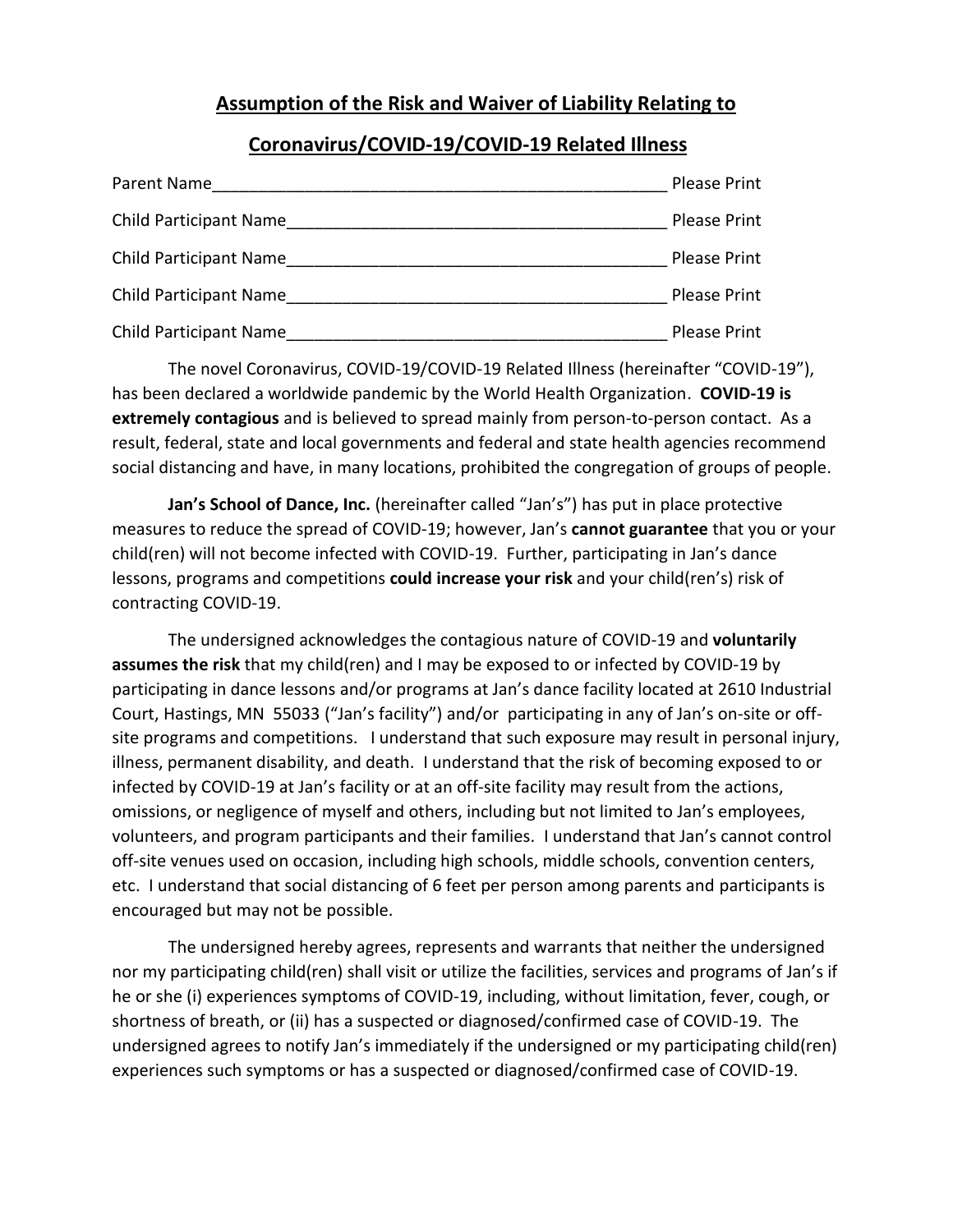## Assumption of the Risk and Waiver of Liability Relating to

## Coronavirus/COVID-19/COVID-19 Related Illness

Parent Name_________________________________________________ Please Print

Child Participant Name_________________________________________ Please Print

Child Participant Name_________________________________________ Please Print

Child Participant Name_________________________________________ Please Print

Child Participant Name_________________________________________ Please Print

The novel Coronavirus, COVID-19/COVID-19 Related Illness (hereinafter "COVID-19"), has been declared a worldwide pandemic by the World Health Organization. **COVID-19 is extremely contagious** and is believed to spread mainly from person-to-person contact. As a result, federal, state and local governments and federal and state health agencies recommend social distancing and have, in many locations, prohibited the congregation of groups of people.

**Jan's School of Dance, Inc.** (hereinafter called "Jan's") has put in place protective measures to reduce the spread of COVID-19; however, Jan's **cannot guarantee** that you or your child(ren) will not become infected with COVID-19. Further, participating in Jan's dance lessons, programs and competitions **could increase your risk** and your child(ren's) risk of contracting COVID-19.

The undersigned acknowledges the contagious nature of COVID-19 and **voluntarily assumes the risk** that my child(ren) and I may be exposed to or infected by COVID-19 by participating in dance lessons and/or programs at Jan's dance facility located at 2610 Industrial Court, Hastings, MN 55033 ("Jan's facility") and/or participating in any of Jan's on-site or off-site programs and competitions. I understand that such exposure may result in personal injury, illness, permanent disability, and death. I understand that the risk of becoming exposed to or infected by COVID-19 at Jan's facility or at an off-site facility may result from the actions, omissions, or negligence of myself and others, including but not limited to Jan's employees, volunteers, and program participants and their families. I understand that Jan's cannot control off-site venues used on occasion, including high schools, middle schools, convention centers, etc. I understand that social distancing of 6 feet per person among parents and participants is encouraged but may not be possible.

The undersigned hereby agrees, represents and warrants that neither the undersigned nor my participating child(ren) shall visit or utilize the facilities, services and programs of Jan's if he or she (i) experiences symptoms of COVID-19, including, without limitation, fever, cough, or shortness of breath, or (ii) has a suspected or diagnosed/confirmed case of COVID-19. The undersigned agrees to notify Jan's immediately if the undersigned or my participating child(ren) experiences such symptoms or has a suspected or diagnosed/confirmed case of COVID-19.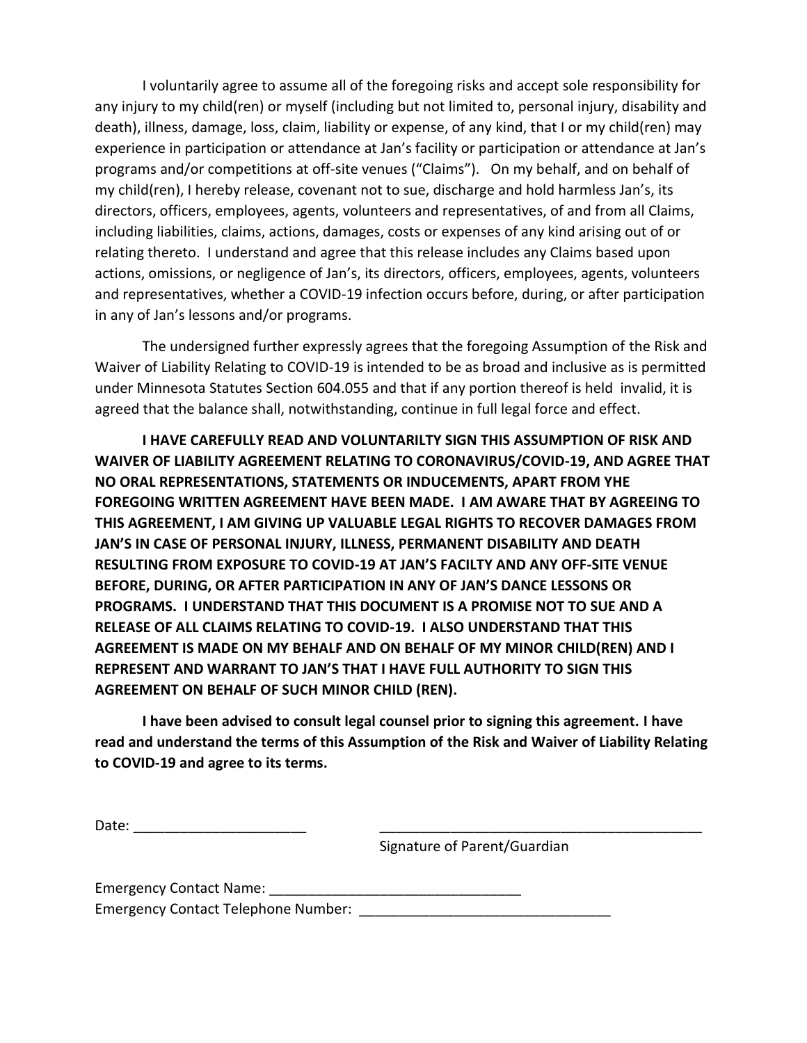I voluntarily agree to assume all of the foregoing risks and accept sole responsibility for any injury to my child(ren) or myself (including but not limited to, personal injury, disability and death), illness, damage, loss, claim, liability or expense, of any kind, that I or my child(ren) may experience in participation or attendance at Jan's facility or participation or attendance at Jan's programs and/or competitions at off-site venues ("Claims"). On my behalf, and on behalf of my child(ren), I hereby release, covenant not to sue, discharge and hold harmless Jan's, its directors, officers, employees, agents, volunteers and representatives, of and from all Claims, including liabilities, claims, actions, damages, costs or expenses of any kind arising out of or relating thereto. I understand and agree that this release includes any Claims based upon actions, omissions, or negligence of Jan's, its directors, officers, employees, agents, volunteers and representatives, whether a COVID-19 infection occurs before, during, or after participation in any of Jan's lessons and/or programs.

The undersigned further expressly agrees that the foregoing Assumption of the Risk and Waiver of Liability Relating to COVID-19 is intended to be as broad and inclusive as is permitted under Minnesota Statutes Section 604.055 and that if any portion thereof is held invalid, it is agreed that the balance shall, notwithstanding, continue in full legal force and effect.

**I HAVE CAREFULLY READ AND VOLUNTARILTY SIGN THIS ASSUMPTION OF RISK AND WAIVER OF LIABILITY AGREEMENT RELATING TO CORONAVIRUS/COVID-19, AND AGREE THAT NO ORAL REPRESENTATIONS, STATEMENTS OR INDUCEMENTS, APART FROM YHE FOREGOING WRITTEN AGREEMENT HAVE BEEN MADE. I AM AWARE THAT BY AGREEING TO THIS AGREEMENT, I AM GIVING UP VALUABLE LEGAL RIGHTS TO RECOVER DAMAGES FROM JAN'S IN CASE OF PERSONAL INJURY, ILLNESS, PERMANENT DISABILITY AND DEATH RESULTING FROM EXPOSURE TO COVID-19 AT JAN'S FACILTY AND ANY OFF-SITE VENUE BEFORE, DURING, OR AFTER PARTICIPATION IN ANY OF JAN'S DANCE LESSONS OR PROGRAMS. I UNDERSTAND THAT THIS DOCUMENT IS A PROMISE NOT TO SUE AND A RELEASE OF ALL CLAIMS RELATING TO COVID-19. I ALSO UNDERSTAND THAT THIS AGREEMENT IS MADE ON MY BEHALF AND ON BEHALF OF MY MINOR CHILD(REN) AND I REPRESENT AND WARRANT TO JAN'S THAT I HAVE FULL AUTHORITY TO SIGN THIS AGREEMENT ON BEHALF OF SUCH MINOR CHILD (REN).**

**I have been advised to consult legal counsel prior to signing this agreement. I have read and understand the terms of this Assumption of the Risk and Waiver of Liability Relating to COVID-19 and agree to its terms.**

Date: ______________________ ___________________________________________

Signature of Parent/Guardian

Emergency Contact Name: ________________________________

Emergency Contact Telephone Number: ________________________________